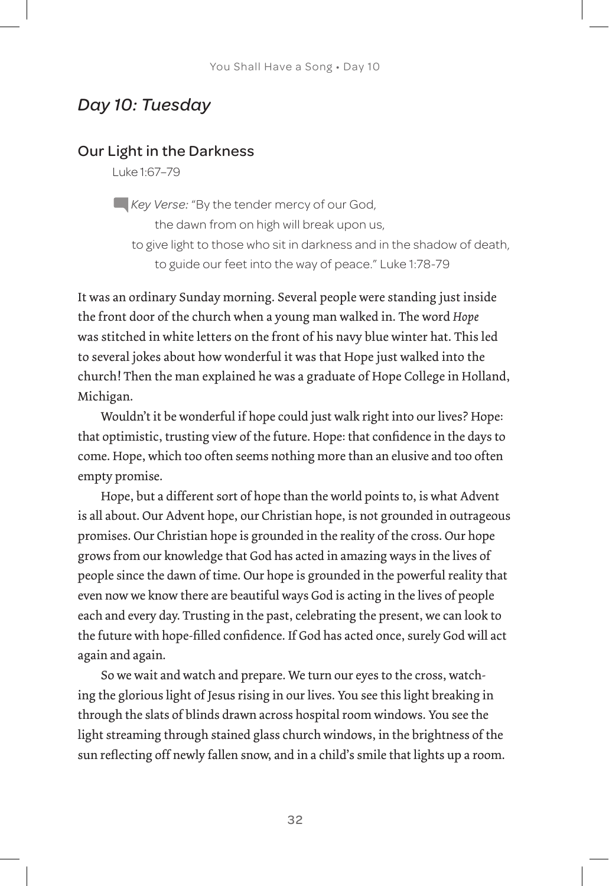## *Day 10: Tuesday*

### Our Light in the Darkness

Luke 1:67–79

> *Key Verse:* "By the tender mercy of our God,
> the dawn from on high will break upon us,
> to give light to those who sit in darkness and in the shadow of death,
> to guide our feet into the way of peace." Luke 1:78-79

It was an ordinary Sunday morning. Several people were standing just inside the front door of the church when a young man walked in. The word *Hope* was stitched in white letters on the front of his navy blue winter hat. This led to several jokes about how wonderful it was that Hope just walked into the church! Then the man explained he was a graduate of Hope College in Holland, Michigan.

Wouldn't it be wonderful if hope could just walk right into our lives? Hope: that optimistic, trusting view of the future. Hope: that confidence in the days to come. Hope, which too often seems nothing more than an elusive and too often empty promise.

Hope, but a different sort of hope than the world points to, is what Advent is all about. Our Advent hope, our Christian hope, is not grounded in outrageous promises. Our Christian hope is grounded in the reality of the cross. Our hope grows from our knowledge that God has acted in amazing ways in the lives of people since the dawn of time. Our hope is grounded in the powerful reality that even now we know there are beautiful ways God is acting in the lives of people each and every day. Trusting in the past, celebrating the present, we can look to the future with hope-filled confidence. If God has acted once, surely God will act again and again.

So we wait and watch and prepare. We turn our eyes to the cross, watching the glorious light of Jesus rising in our lives. You see this light breaking in through the slats of blinds drawn across hospital room windows. You see the light streaming through stained glass church windows, in the brightness of the sun reflecting off newly fallen snow, and in a child's smile that lights up a room.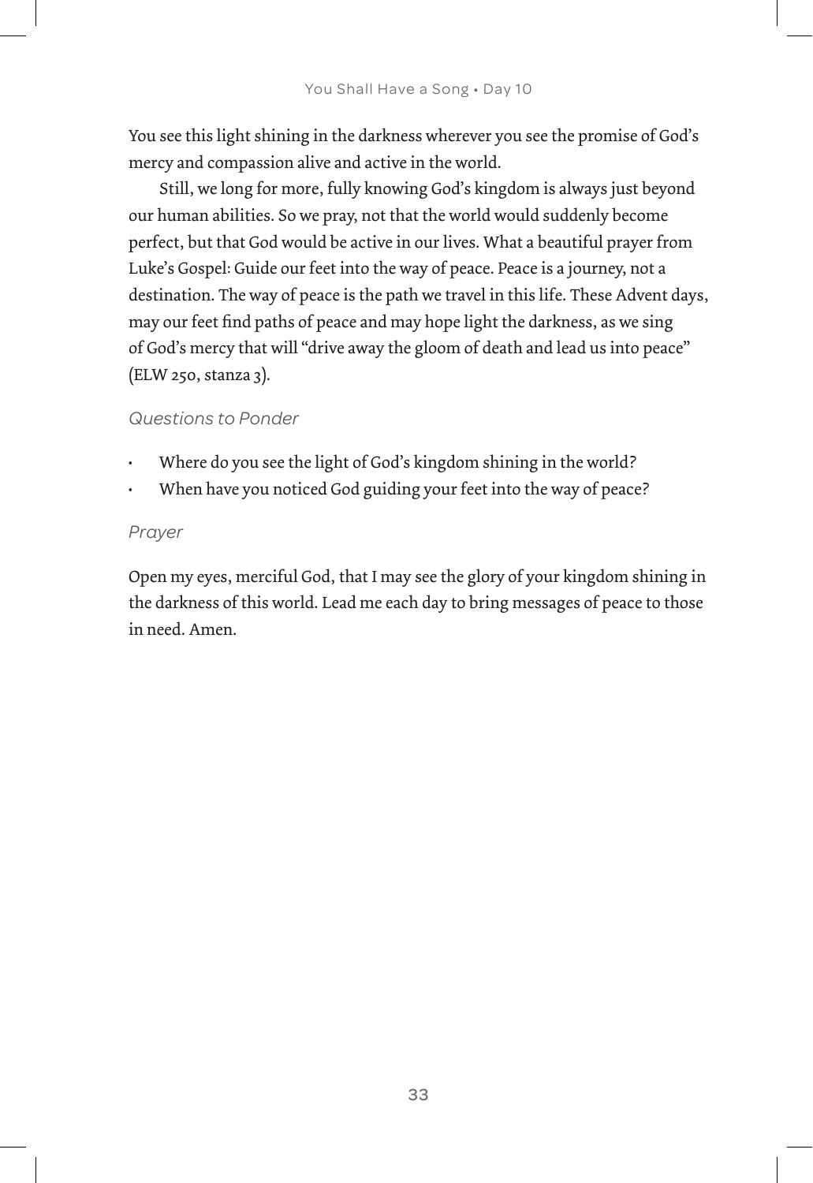You see this light shining in the darkness wherever you see the promise of God's mercy and compassion alive and active in the world.

Still, we long for more, fully knowing God's kingdom is always just beyond our human abilities. So we pray, not that the world would suddenly become perfect, but that God would be active in our lives. What a beautiful prayer from Luke's Gospel: Guide our feet into the way of peace. Peace is a journey, not a destination. The way of peace is the path we travel in this life. These Advent days, may our feet find paths of peace and may hope light the darkness, as we sing of God's mercy that will "drive away the gloom of death and lead us into peace" (ELW 250, stanza 3).

### *Questions to Ponder*

- Where do you see the light of God's kingdom shining in the world?
- When have you noticed God guiding your feet into the way of peace?

### *Prayer*

Open my eyes, merciful God, that I may see the glory of your kingdom shining in the darkness of this world. Lead me each day to bring messages of peace to those in need. Amen.